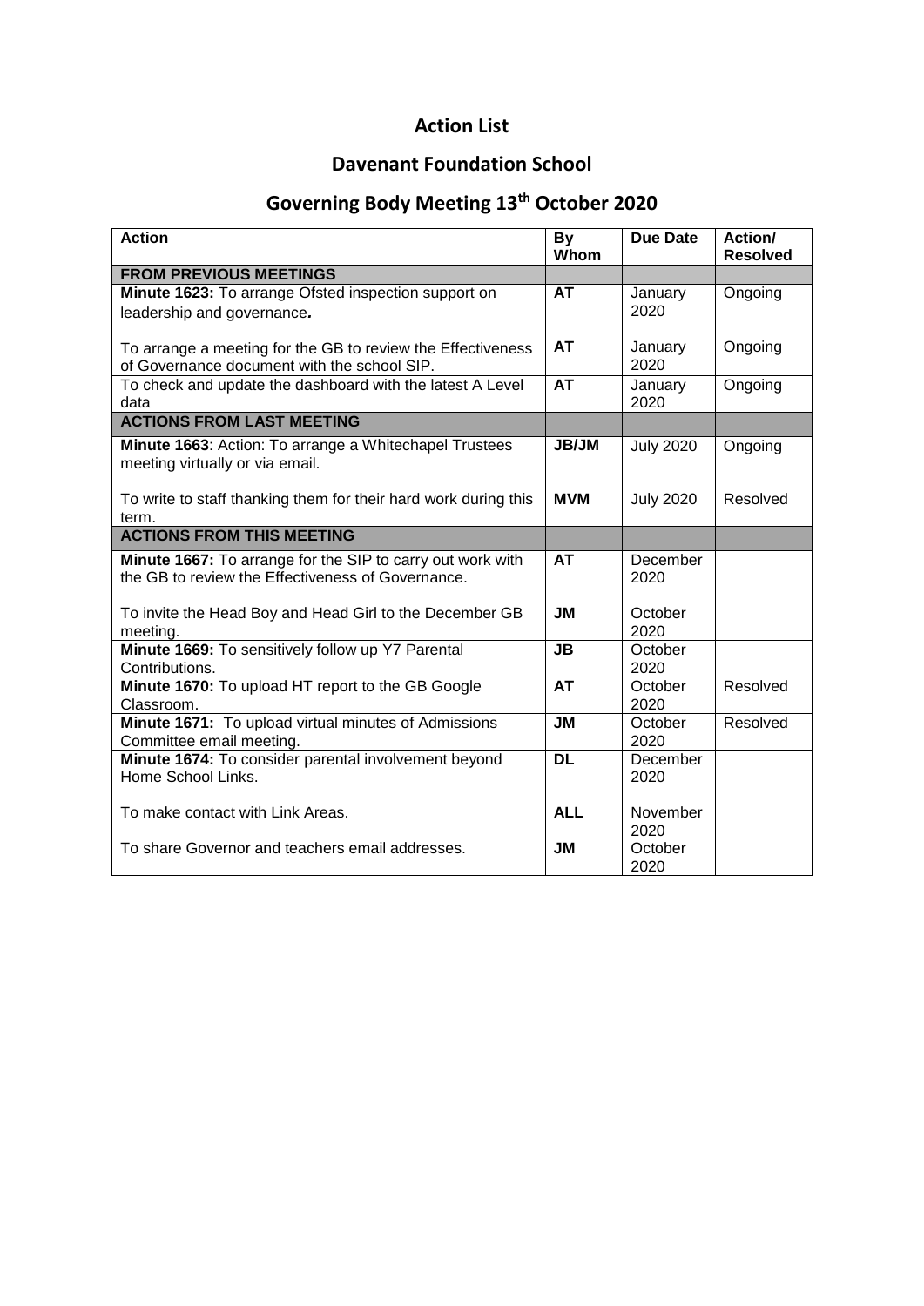# Action List

## Davenant Foundation School

## Governing Body Meeting 13th October 2020

| Action | By Whom | Due Date | Action/ Resolved |
|---|---|---|---|
| **FROM PREVIOUS MEETINGS** | | | |
| **Minute 1623:** To arrange Ofsted inspection support on leadership and governance**.** | **AT** | January 2020 | Ongoing |
| To arrange a meeting for the GB to review the Effectiveness of Governance document with the school SIP. | **AT** | January 2020 | Ongoing |
| To check and update the dashboard with the latest A Level data | **AT** | January 2020 | Ongoing |
| **ACTIONS FROM LAST MEETING** | | | |
| **Minute 1663**: Action: To arrange a Whitechapel Trustees meeting virtually or via email. | **JB/JM** | July 2020 | Ongoing |
| To write to staff thanking them for their hard work during this term. | **MVM** | July 2020 | Resolved |
| **ACTIONS FROM THIS MEETING** | | | |
| **Minute 1667:** To arrange for the SIP to carry out work with the GB to review the Effectiveness of Governance. | **AT** | December 2020 | |
| To invite the Head Boy and Head Girl to the December GB meeting. | **JM** | October 2020 | |
| **Minute 1669:** To sensitively follow up Y7 Parental Contributions. | **JB** | October 2020 | |
| **Minute 1670:** To upload HT report to the GB Google Classroom. | **AT** | October 2020 | Resolved |
| **Minute 1671:** To upload virtual minutes of Admissions Committee email meeting. | **JM** | October 2020 | Resolved |
| **Minute 1674:** To consider parental involvement beyond Home School Links. | **DL** | December 2020 | |
| To make contact with Link Areas. | **ALL** | November 2020 | |
| To share Governor and teachers email addresses. | **JM** | October 2020 | |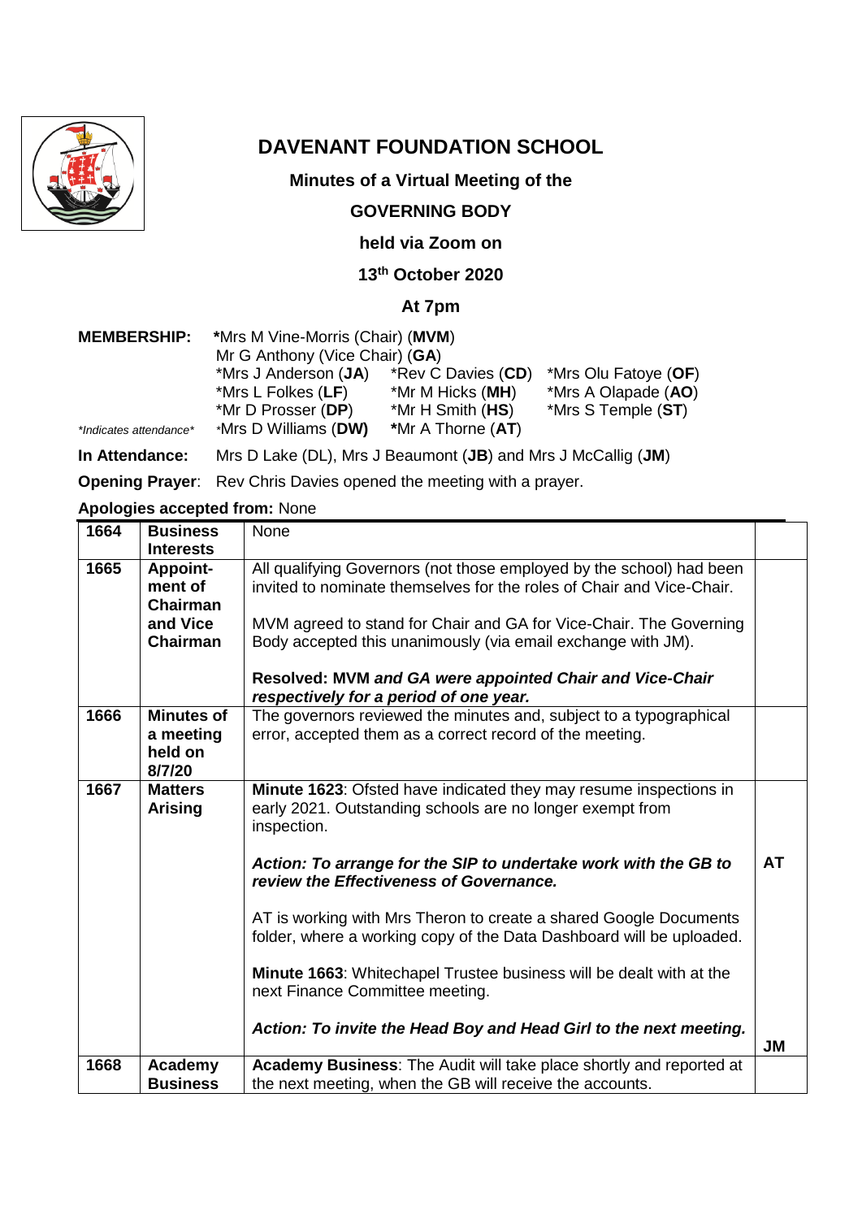# DAVENANT FOUNDATION SCHOOL

**Minutes of a Virtual Meeting of the**

**GOVERNING BODY**

**held via Zoom on**

**13th October 2020**

**At 7pm**

**MEMBERSHIP:**
*Mrs M Vine-Morris (Chair) (**MVM**)
Mr G Anthony (Vice Chair) (**GA**)
*Mrs J Anderson (**JA**) *Rev C Davies (**CD**) *Mrs Olu Fatoye (**OF**)
*Mrs L Folkes (**LF**) *Mr M Hicks (**MH**) *Mrs A Olapade (**AO**)
*Mr D Prosser (**DP**) *Mr H Smith (**HS**) *Mrs S Temple (**ST**)
*Mrs D Williams (**DW**) *Mr A Thorne (**AT**)

*\*Indicates attendance\**

**In Attendance:** Mrs D Lake (DL), Mrs J Beaumont (**JB**) and Mrs J McCallig (**JM**)

**Opening Prayer**: Rev Chris Davies opened the meeting with a prayer.

**Apologies accepted from:** None

| | | | |
|---|---|---|---|
| 1664 | **Business Interests** | None | |
| 1665 | **Appointment of Chairman and Vice Chairman** | All qualifying Governors (not those employed by the school) had been invited to nominate themselves for the roles of Chair and Vice-Chair.<br><br>MVM agreed to stand for Chair and GA for Vice-Chair. The Governing Body accepted this unanimously (via email exchange with JM).<br><br>**Resolved: MVM *and GA were appointed Chair and Vice-Chair respectively for a period of one year.*** | |
| 1666 | **Minutes of a meeting held on 8/7/20** | The governors reviewed the minutes and, subject to a typographical error, accepted them as a correct record of the meeting. | |
| 1667 | **Matters Arising** | **Minute 1623**: Ofsted have indicated they may resume inspections in early 2021. Outstanding schools are no longer exempt from inspection.<br><br>***Action: To arrange for the SIP to undertake work with the GB to review the Effectiveness of Governance.***<br><br>AT is working with Mrs Theron to create a shared Google Documents folder, where a working copy of the Data Dashboard will be uploaded.<br><br>**Minute 1663**: Whitechapel Trustee business will be dealt with at the next Finance Committee meeting.<br><br>***Action: To invite the Head Boy and Head Girl to the next meeting.*** | **AT**<br><br><br><br><br><br><br>**JM** |
| 1668 | **Academy Business** | **Academy Business**: The Audit will take place shortly and reported at the next meeting, when the GB will receive the accounts. | |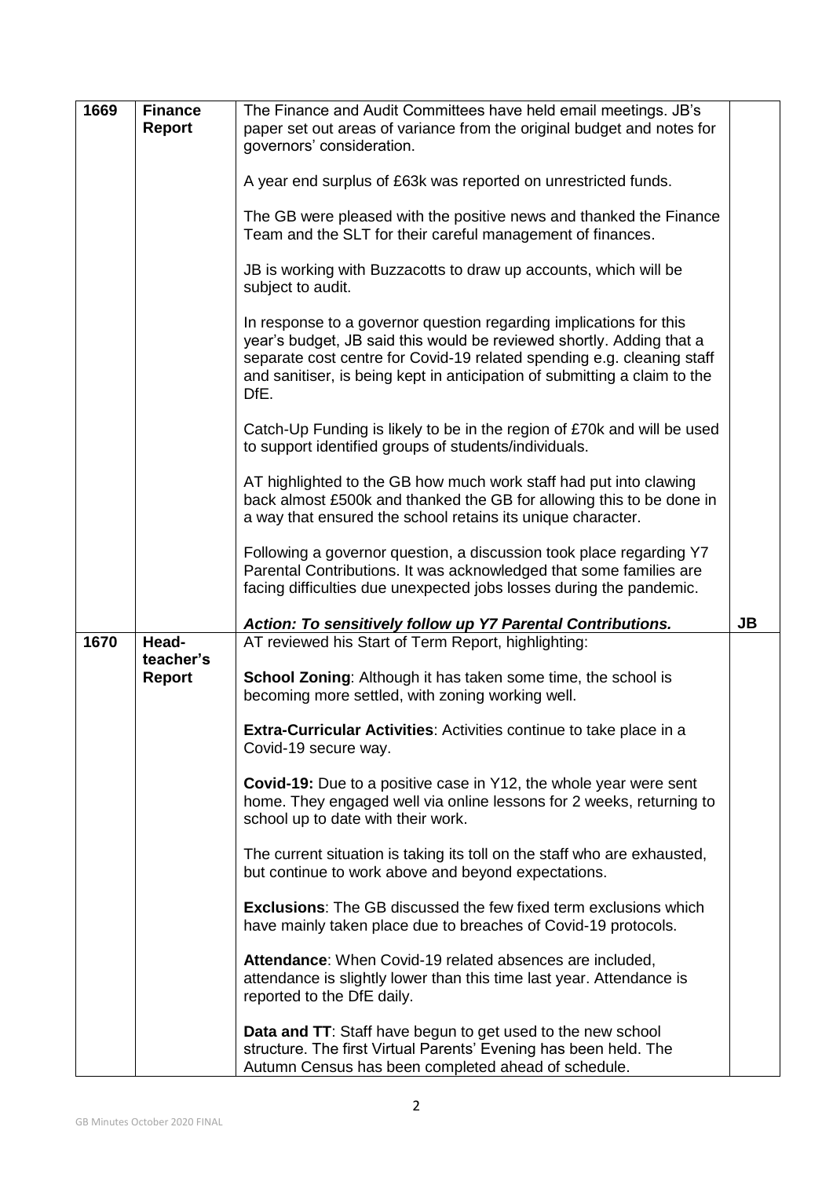| 1669 | Finance Report | The Finance and Audit Committees have held email meetings. JB's paper set out areas of variance from the original budget and notes for governors' consideration.<br><br>A year end surplus of £63k was reported on unrestricted funds.<br><br>The GB were pleased with the positive news and thanked the Finance Team and the SLT for their careful management of finances.<br><br>JB is working with Buzzacotts to draw up accounts, which will be subject to audit.<br><br>In response to a governor question regarding implications for this year's budget, JB said this would be reviewed shortly. Adding that a separate cost centre for Covid-19 related spending e.g. cleaning staff and sanitiser, is being kept in anticipation of submitting a claim to the DfE.<br><br>Catch-Up Funding is likely to be in the region of £70k and will be used to support identified groups of students/individuals.<br><br>AT highlighted to the GB how much work staff had put into clawing back almost £500k and thanked the GB for allowing this to be done in a way that ensured the school retains its unique character.<br><br>Following a governor question, a discussion took place regarding Y7 Parental Contributions. It was acknowledged that some families are facing difficulties due unexpected jobs losses during the pandemic.<br><br>***Action: To sensitively follow up Y7 Parental Contributions.*** | **JB** |
|---|---|---|---|
| 1670 | Head-teacher's Report | AT reviewed his Start of Term Report, highlighting:<br><br>**School Zoning**: Although it has taken some time, the school is becoming more settled, with zoning working well.<br><br>**Extra-Curricular Activities**: Activities continue to take place in a Covid-19 secure way.<br><br>**Covid-19:** Due to a positive case in Y12, the whole year were sent home. They engaged well via online lessons for 2 weeks, returning to school up to date with their work.<br><br>The current situation is taking its toll on the staff who are exhausted, but continue to work above and beyond expectations.<br><br>**Exclusions**: The GB discussed the few fixed term exclusions which have mainly taken place due to breaches of Covid-19 protocols.<br><br>**Attendance**: When Covid-19 related absences are included, attendance is slightly lower than this time last year. Attendance is reported to the DfE daily.<br><br>**Data and TT**: Staff have begun to get used to the new school structure. The first Virtual Parents' Evening has been held. The Autumn Census has been completed ahead of schedule. | |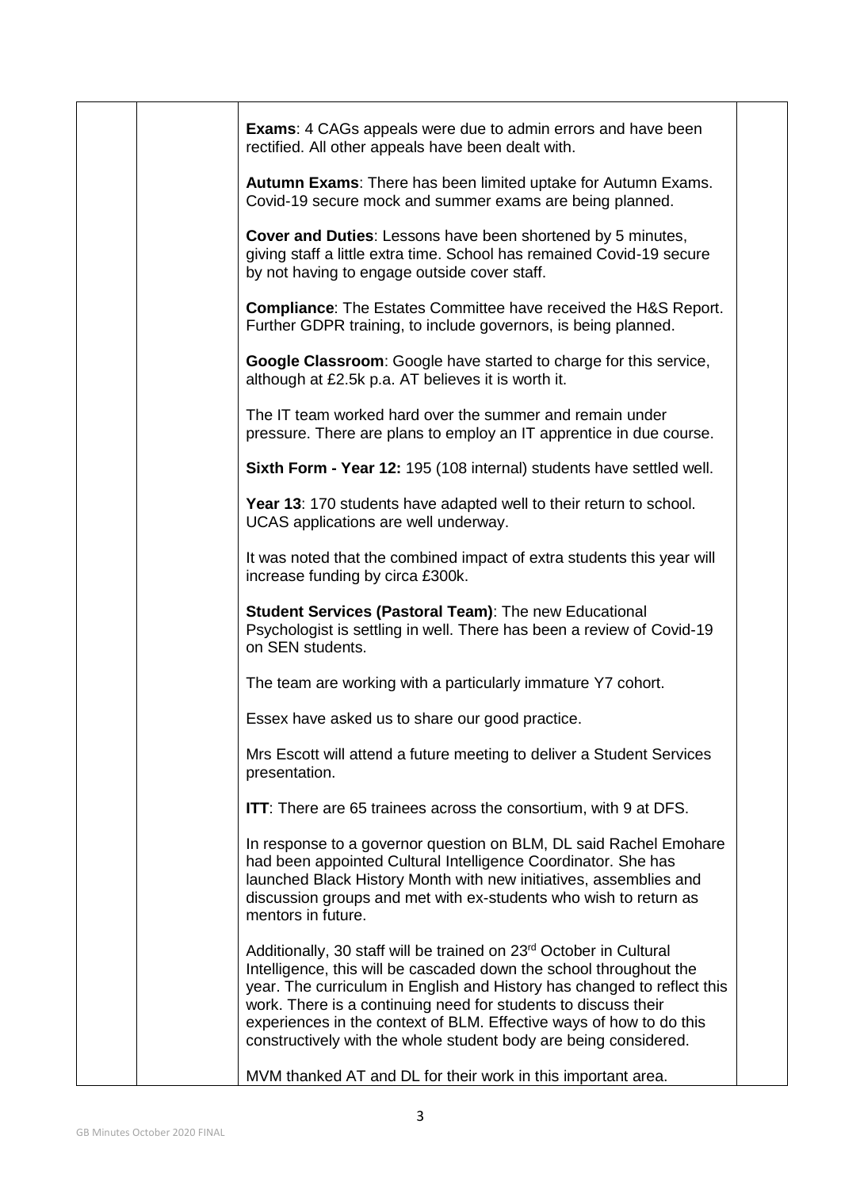**Exams**: 4 CAGs appeals were due to admin errors and have been rectified. All other appeals have been dealt with.

**Autumn Exams**: There has been limited uptake for Autumn Exams. Covid-19 secure mock and summer exams are being planned.

**Cover and Duties**: Lessons have been shortened by 5 minutes, giving staff a little extra time. School has remained Covid-19 secure by not having to engage outside cover staff.

**Compliance**: The Estates Committee have received the H&S Report. Further GDPR training, to include governors, is being planned.

**Google Classroom**: Google have started to charge for this service, although at £2.5k p.a. AT believes it is worth it.

The IT team worked hard over the summer and remain under pressure. There are plans to employ an IT apprentice in due course.

**Sixth Form - Year 12:** 195 (108 internal) students have settled well.

**Year 13**: 170 students have adapted well to their return to school. UCAS applications are well underway.

It was noted that the combined impact of extra students this year will increase funding by circa £300k.

**Student Services (Pastoral Team)**: The new Educational Psychologist is settling in well. There has been a review of Covid-19 on SEN students.

The team are working with a particularly immature Y7 cohort.

Essex have asked us to share our good practice.

Mrs Escott will attend a future meeting to deliver a Student Services presentation.

**ITT**: There are 65 trainees across the consortium, with 9 at DFS.

In response to a governor question on BLM, DL said Rachel Emohare had been appointed Cultural Intelligence Coordinator. She has launched Black History Month with new initiatives, assemblies and discussion groups and met with ex-students who wish to return as mentors in future.

Additionally, 30 staff will be trained on 23rd October in Cultural Intelligence, this will be cascaded down the school throughout the year. The curriculum in English and History has changed to reflect this work. There is a continuing need for students to discuss their experiences in the context of BLM. Effective ways of how to do this constructively with the whole student body are being considered.

MVM thanked AT and DL for their work in this important area.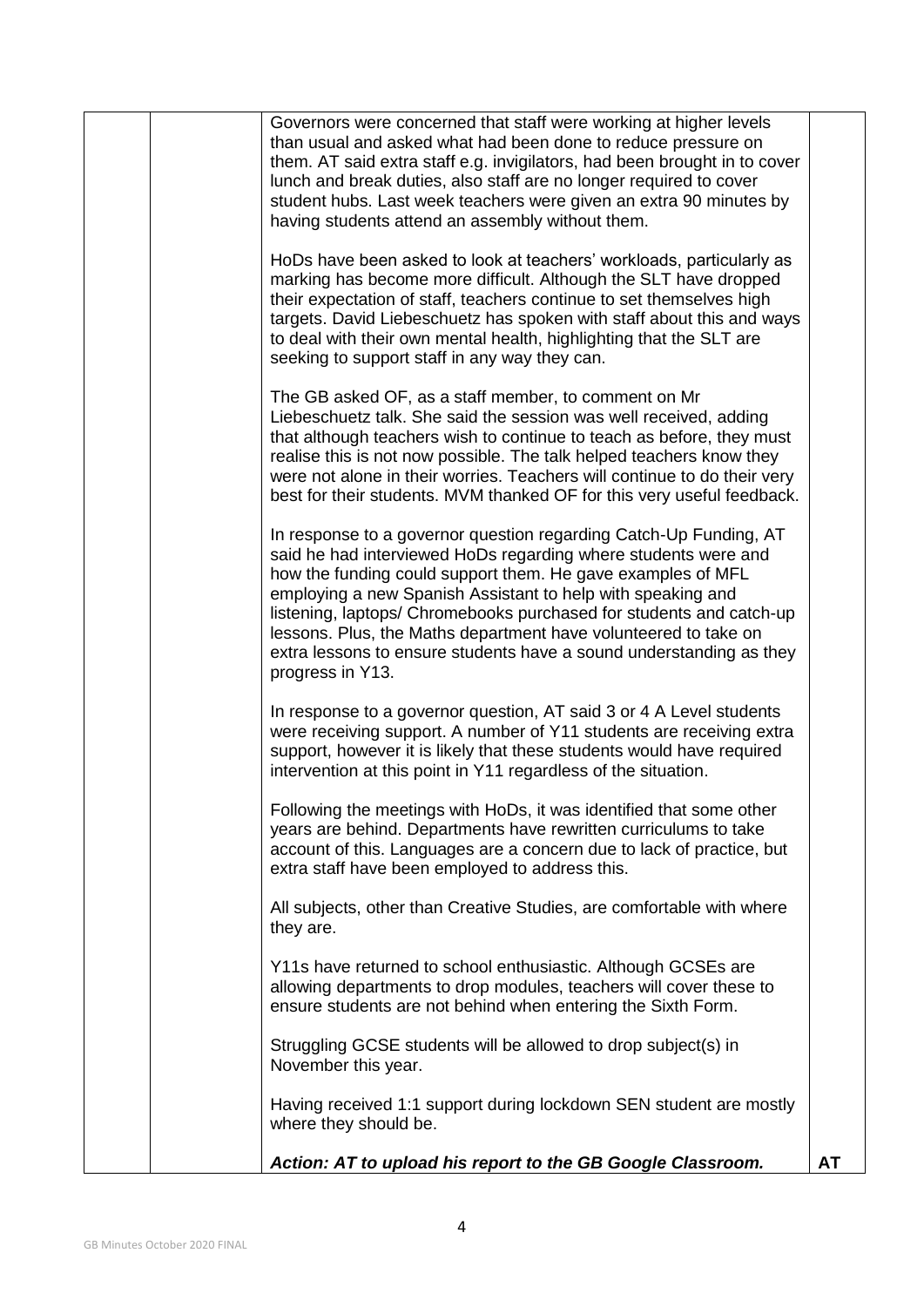| | | | |
|---|---|---|---|
| | | Governors were concerned that staff were working at higher levels than usual and asked what had been done to reduce pressure on them. AT said extra staff e.g. invigilators, had been brought in to cover lunch and break duties, also staff are no longer required to cover student hubs. Last week teachers were given an extra 90 minutes by having students attend an assembly without them.<br><br>HoDs have been asked to look at teachers' workloads, particularly as marking has become more difficult. Although the SLT have dropped their expectation of staff, teachers continue to set themselves high targets. David Liebeschuetz has spoken with staff about this and ways to deal with their own mental health, highlighting that the SLT are seeking to support staff in any way they can.<br><br>The GB asked OF, as a staff member, to comment on Mr Liebeschuetz talk. She said the session was well received, adding that although teachers wish to continue to teach as before, they must realise this is not now possible. The talk helped teachers know they were not alone in their worries. Teachers will continue to do their very best for their students. MVM thanked OF for this very useful feedback.<br><br>In response to a governor question regarding Catch-Up Funding, AT said he had interviewed HoDs regarding where students were and how the funding could support them. He gave examples of MFL employing a new Spanish Assistant to help with speaking and listening, laptops/ Chromebooks purchased for students and catch-up lessons. Plus, the Maths department have volunteered to take on extra lessons to ensure students have a sound understanding as they progress in Y13.<br><br>In response to a governor question, AT said 3 or 4 A Level students were receiving support. A number of Y11 students are receiving extra support, however it is likely that these students would have required intervention at this point in Y11 regardless of the situation.<br><br>Following the meetings with HoDs, it was identified that some other years are behind. Departments have rewritten curriculums to take account of this. Languages are a concern due to lack of practice, but extra staff have been employed to address this.<br><br>All subjects, other than Creative Studies, are comfortable with where they are.<br><br>Y11s have returned to school enthusiastic. Although GCSEs are allowing departments to drop modules, teachers will cover these to ensure students are not behind when entering the Sixth Form.<br><br>Struggling GCSE students will be allowed to drop subject(s) in November this year.<br><br>Having received 1:1 support during lockdown SEN student are mostly where they should be.<br><br>***Action: AT to upload his report to the GB Google Classroom.*** | **AT** |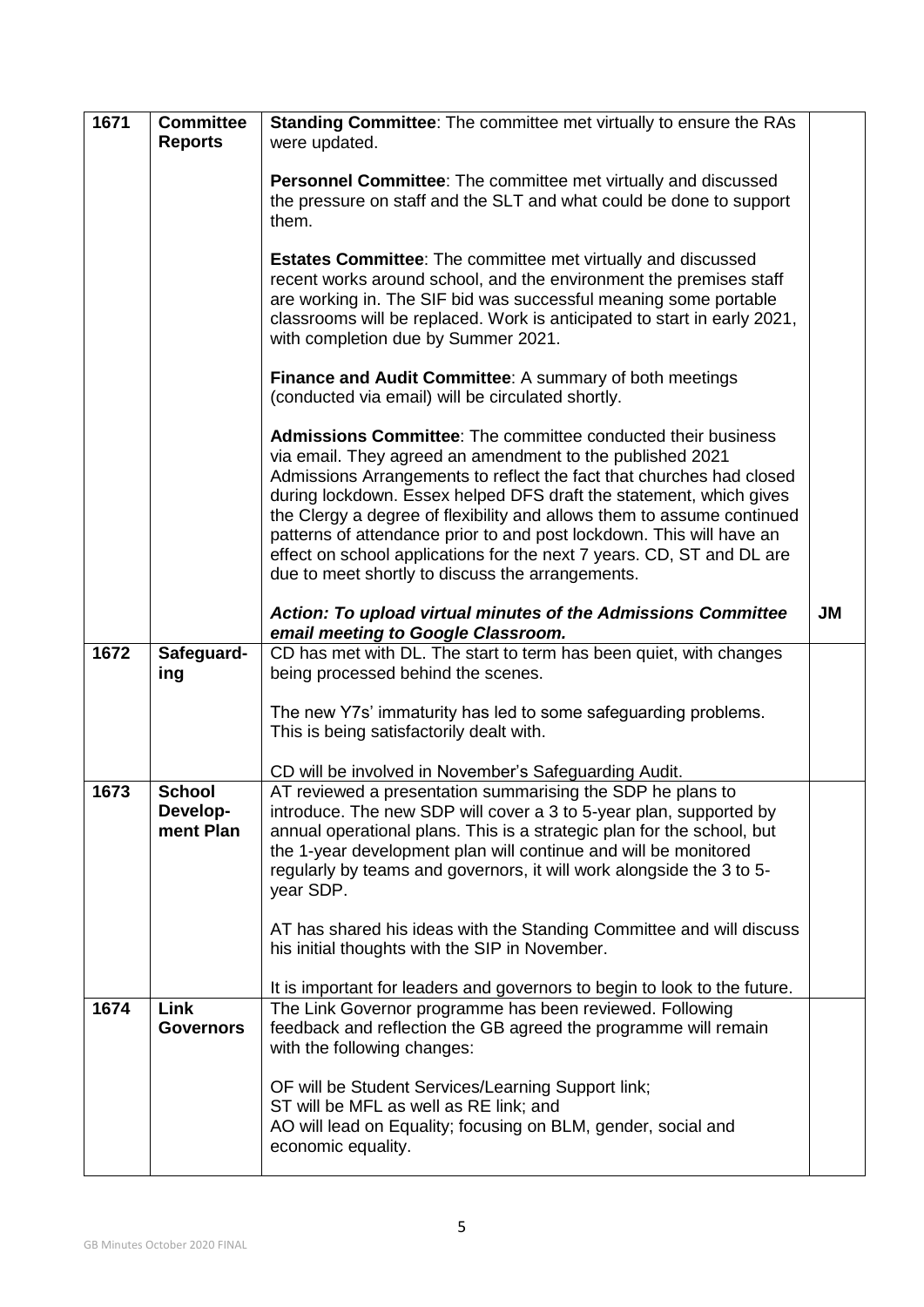| | | | |
|---|---|---|---|
| 1671 | **Committee Reports** | **Standing Committee**: The committee met virtually to ensure the RAs were updated.<br><br>**Personnel Committee**: The committee met virtually and discussed the pressure on staff and the SLT and what could be done to support them.<br><br>**Estates Committee**: The committee met virtually and discussed recent works around school, and the environment the premises staff are working in. The SIF bid was successful meaning some portable classrooms will be replaced. Work is anticipated to start in early 2021, with completion due by Summer 2021.<br><br>**Finance and Audit Committee**: A summary of both meetings (conducted via email) will be circulated shortly.<br><br>**Admissions Committee**: The committee conducted their business via email. They agreed an amendment to the published 2021 Admissions Arrangements to reflect the fact that churches had closed during lockdown. Essex helped DFS draft the statement, which gives the Clergy a degree of flexibility and allows them to assume continued patterns of attendance prior to and post lockdown. This will have an effect on school applications for the next 7 years. CD, ST and DL are due to meet shortly to discuss the arrangements.<br><br>***Action: To upload virtual minutes of the Admissions Committee email meeting to Google Classroom.*** | **JM** |
| 1672 | **Safeguarding** | CD has met with DL. The start to term has been quiet, with changes being processed behind the scenes.<br><br>The new Y7s' immaturity has led to some safeguarding problems. This is being satisfactorily dealt with.<br><br>CD will be involved in November's Safeguarding Audit. | |
| 1673 | **School Development Plan** | AT reviewed a presentation summarising the SDP he plans to introduce. The new SDP will cover a 3 to 5-year plan, supported by annual operational plans. This is a strategic plan for the school, but the 1-year development plan will continue and will be monitored regularly by teams and governors, it will work alongside the 3 to 5-year SDP.<br><br>AT has shared his ideas with the Standing Committee and will discuss his initial thoughts with the SIP in November.<br><br>It is important for leaders and governors to begin to look to the future. | |
| 1674 | **Link Governors** | The Link Governor programme has been reviewed. Following feedback and reflection the GB agreed the programme will remain with the following changes:<br><br>OF will be Student Services/Learning Support link;<br>ST will be MFL as well as RE link; and<br>AO will lead on Equality; focusing on BLM, gender, social and economic equality. | |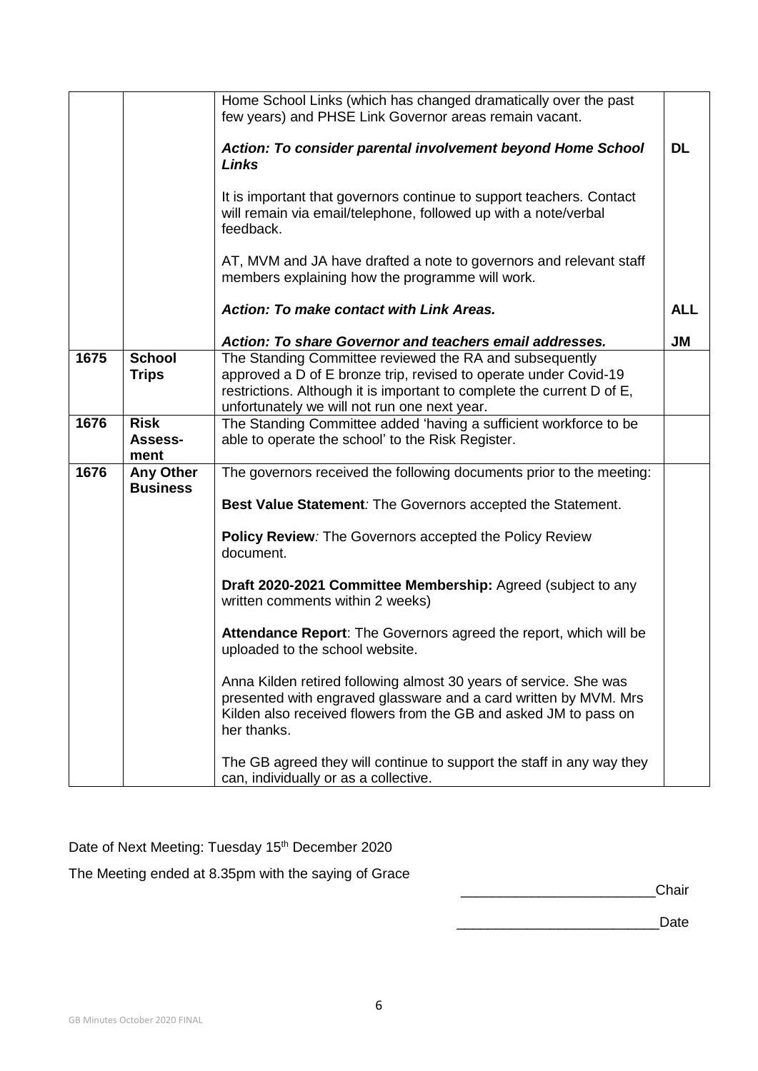| | | | |
|---|---|---|---|
| | | Home School Links (which has changed dramatically over the past few years) and PHSE Link Governor areas remain vacant.<br><br>***Action: To consider parental involvement beyond Home School Links***<br><br>It is important that governors continue to support teachers. Contact will remain via email/telephone, followed up with a note/verbal feedback.<br><br>AT, MVM and JA have drafted a note to governors and relevant staff members explaining how the programme will work.<br><br>***Action: To make contact with Link Areas.***<br><br>***Action: To share Governor and teachers email addresses.*** | **DL**<br><br><br><br><br><br>**ALL**<br><br>**JM** |
| **1675** | **School Trips** | The Standing Committee reviewed the RA and subsequently approved a D of E bronze trip, revised to operate under Covid-19 restrictions. Although it is important to complete the current D of E, unfortunately we will not run one next year. | |
| **1676** | **Risk Assess-ment** | The Standing Committee added 'having a sufficient workforce to be able to operate the school' to the Risk Register. | |
| **1676** | **Any Other Business** | The governors received the following documents prior to the meeting:<br><br>**Best Value Statement***:* The Governors accepted the Statement.<br><br>**Policy Review***:* The Governors accepted the Policy Review document.<br><br>**Draft 2020-2021 Committee Membership:** Agreed (subject to any written comments within 2 weeks)<br><br>**Attendance Report**: The Governors agreed the report, which will be uploaded to the school website.<br><br>Anna Kilden retired following almost 30 years of service. She was presented with engraved glassware and a card written by MVM. Mrs Kilden also received flowers from the GB and asked JM to pass on her thanks.<br><br>The GB agreed they will continue to support the staff in any way they can, individually or as a collective. | |

Date of Next Meeting: Tuesday 15th December 2020

The Meeting ended at 8.35pm with the saying of Grace

________________________Chair

__________________________Date